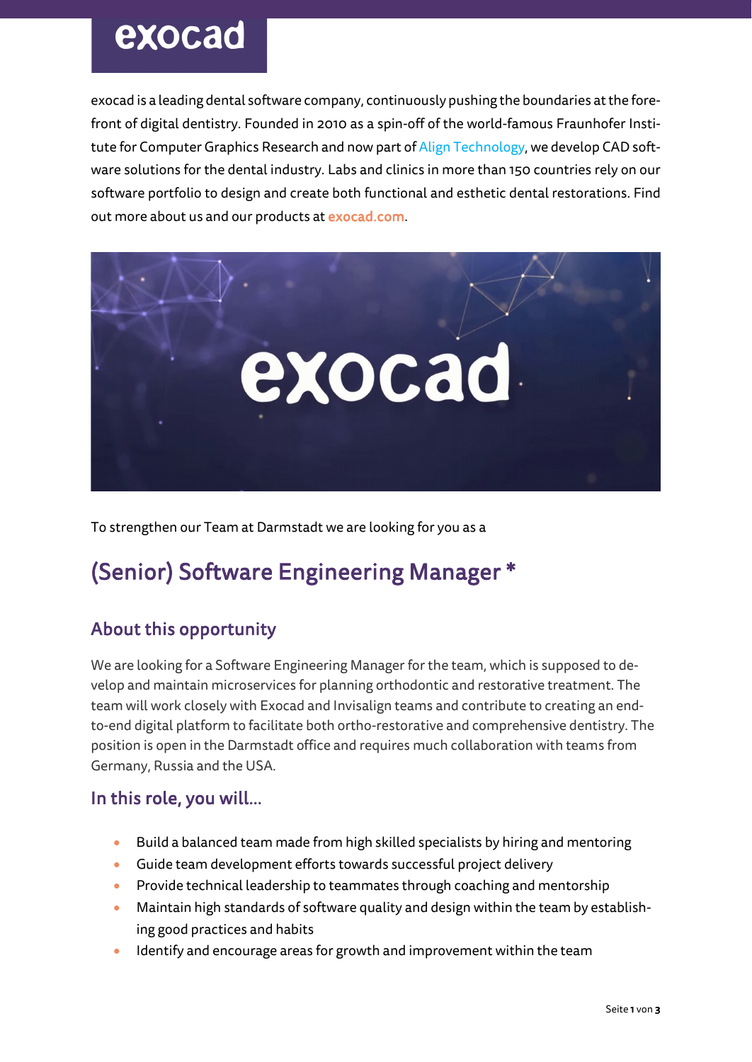exocad

exocad is a leading dental software company, continuously pushing the boundaries at the forefront of digital dentistry. Founded in 2010 as a spin-off of the world-famous Fraunhofer Institute for Computer Graphics Research and now part of Align Technology, we develop CAD software solutions for the dental industry. Labs and clinics in more than 150 countries rely on our software portfolio to design and create both functional and esthetic dental restorations. Find out more about us and our products at exocad.com.

To strengthen our Team at Darmstadt we are looking for you as a

# (Senior) Software Engineering Manager *

## About this opportunity

We are looking for a Software Engineering Manager for the team, which is supposed to develop and maintain microservices for planning orthodontic and restorative treatment. The team will work closely with Exocad and Invisalign teams and contribute to creating an end-to-end digital platform to facilitate both ortho-restorative and comprehensive dentistry. The position is open in the Darmstadt office and requires much collaboration with teams from Germany, Russia and the USA.

## In this role, you will...

- Build a balanced team made from high skilled specialists by hiring and mentoring
- Guide team development efforts towards successful project delivery
- Provide technical leadership to teammates through coaching and mentorship
- Maintain high standards of software quality and design within the team by establishing good practices and habits
- Identify and encourage areas for growth and improvement within the team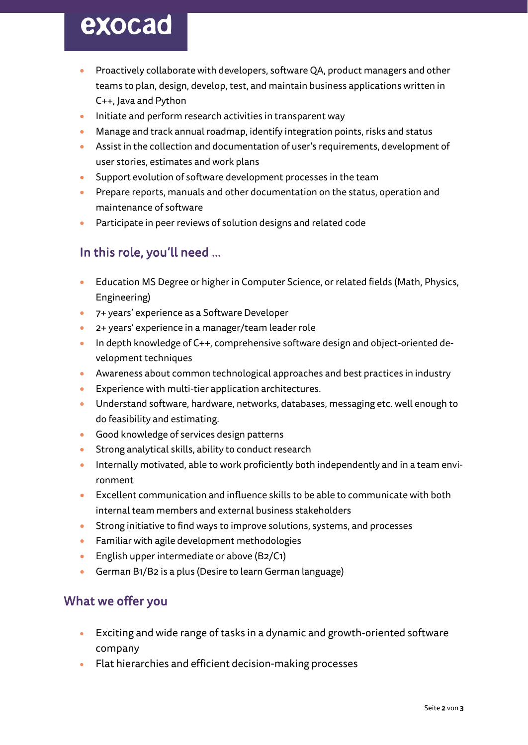- Proactively collaborate with developers, software QA, product managers and other teams to plan, design, develop, test, and maintain business applications written in C++, Java and Python
- Initiate and perform research activities in transparent way
- Manage and track annual roadmap, identify integration points, risks and status
- Assist in the collection and documentation of user's requirements, development of user stories, estimates and work plans
- Support evolution of software development processes in the team
- Prepare reports, manuals and other documentation on the status, operation and maintenance of software
- Participate in peer reviews of solution designs and related code

## In this role, you'll need …

- Education MS Degree or higher in Computer Science, or related fields (Math, Physics, Engineering)
- 7+ years' experience as a Software Developer
- 2+ years' experience in a manager/team leader role
- In depth knowledge of C++, comprehensive software design and object-oriented development techniques
- Awareness about common technological approaches and best practices in industry
- Experience with multi-tier application architectures.
- Understand software, hardware, networks, databases, messaging etc. well enough to do feasibility and estimating.
- Good knowledge of services design patterns
- Strong analytical skills, ability to conduct research
- Internally motivated, able to work proficiently both independently and in a team environment
- Excellent communication and influence skills to be able to communicate with both internal team members and external business stakeholders
- Strong initiative to find ways to improve solutions, systems, and processes
- Familiar with agile development methodologies
- English upper intermediate or above (B2/C1)
- German B1/B2 is a plus (Desire to learn German language)

## What we offer you

- Exciting and wide range of tasks in a dynamic and growth-oriented software company
- Flat hierarchies and efficient decision-making processes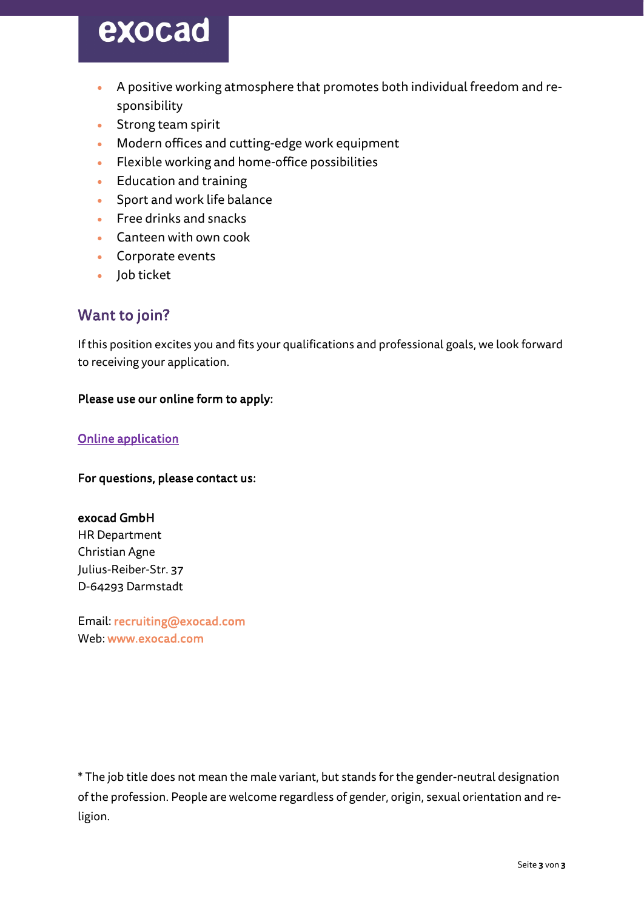- A positive working atmosphere that promotes both individual freedom and responsibility
- Strong team spirit
- Modern offices and cutting-edge work equipment
- Flexible working and home-office possibilities
- Education and training
- Sport and work life balance
- Free drinks and snacks
- Canteen with own cook
- Corporate events
- Job ticket

## Want to join?

If this position excites you and fits your qualifications and professional goals, we look forward to receiving your application.

**Please use our online form to apply:**

Online application

**For questions, please contact us:**

**exocad GmbH**
HR Department
Christian Agne
Julius-Reiber-Str. 37
D-64293 Darmstadt

Email: recruiting@exocad.com
Web: www.exocad.com

* The job title does not mean the male variant, but stands for the gender-neutral designation of the profession. People are welcome regardless of gender, origin, sexual orientation and religion.